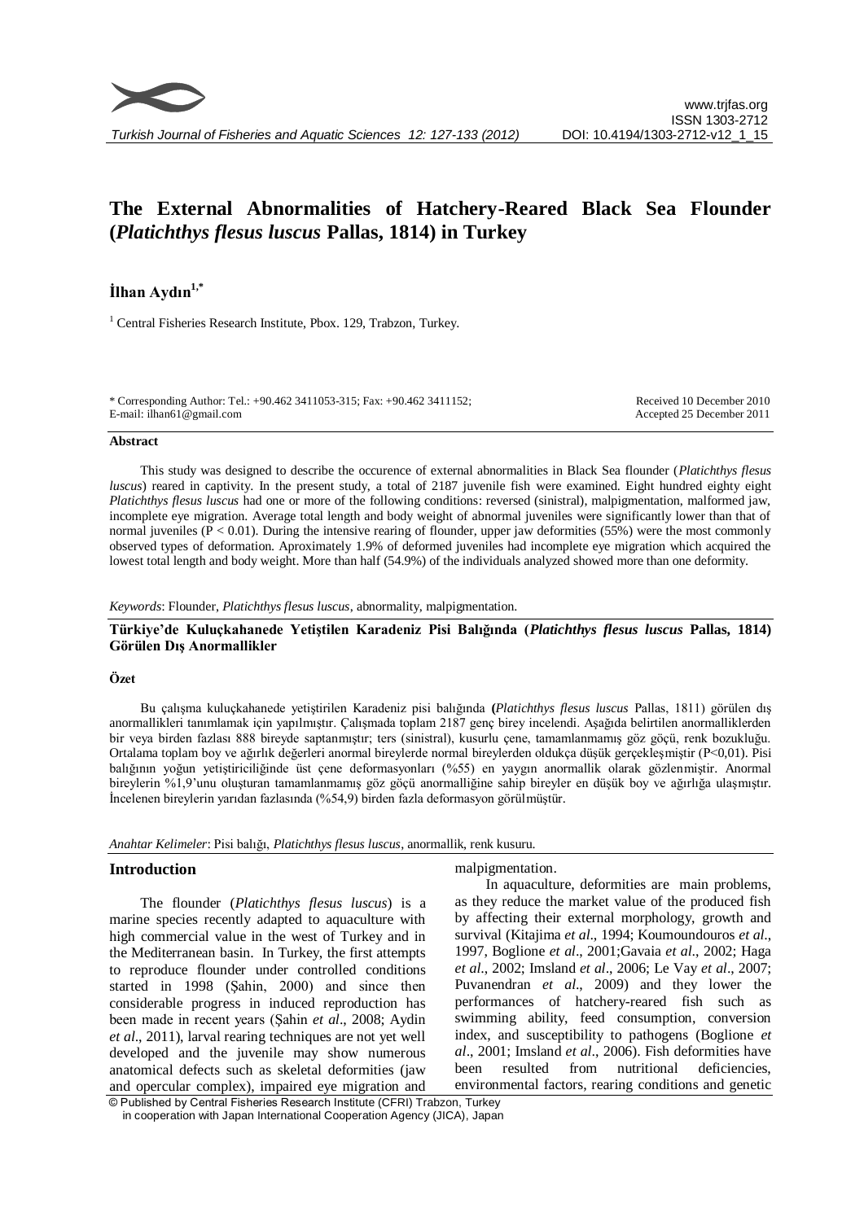# The External Abnormalities of Hatchery-Reared Black Sea Flounder (*Platichthys flesus luscus* Pallas, 1814) in Turkey

**İlhan Aydın**[1,*]

[1] Central Fisheries Research Institute, Pbox. 129, Trabzon, Turkey.

\* Corresponding Author: Tel.: +90.462 3411053-315; Fax: +90.462 3411152; E-mail: ilhan61@gmail.com

Received 10 December 2010
Accepted 25 December 2011

## Abstract

This study was designed to describe the occurence of external abnormalities in Black Sea flounder (*Platichthys flesus luscus*) reared in captivity. In the present study, a total of 2187 juvenile fish were examined. Eight hundred eighty eight *Platichthys flesus luscus* had one or more of the following conditions: reversed (sinistral), malpigmentation, malformed jaw, incomplete eye migration. Average total length and body weight of abnormal juveniles were significantly lower than that of normal juveniles ($P < 0.01$). During the intensive rearing of flounder, upper jaw deformities (55%) were the most commonly observed types of deformation. Aproximately 1.9% of deformed juveniles had incomplete eye migration which acquired the lowest total length and body weight. More than half (54.9%) of the individuals analyzed showed more than one deformity.

*Keywords*: Flounder, *Platichthys flesus luscus*, abnormality, malpigmentation.

**Türkiye'de Kuluçkahanede Yetiştilen Karadeniz Pisi Balığında (*Platichthys flesus luscus* Pallas, 1814) Görülen Dış Anormallikler**

## Özet

Bu çalışma kuluçkahanede yetiştirilen Karadeniz pisi balığında **(*Platichthys flesus luscus* Pallas, 1811)** görülen dış anormallikleri tanımlamak için yapılmıştır. Çalışmada toplam 2187 genç birey incelendi. Aşağıda belirtilen anormalliklerden bir veya birden fazlası 888 bireyde saptanmıştır; ters (sinistral), kusurlu çene, tamamlanmamış göz göçü, renk bozukluğu. Ortalama toplam boy ve ağırlık değerleri anormal bireylerde normal bireylerden oldukça düşük gerçekleşmiştir (P<0,01). Pisi balığının yoğun yetiştiriciliğinde üst çene deformasyonları (%55) en yaygın anormallik olarak gözlenmiştir. Anormal bireylerin %1,9'unu oluşturan tamamlanmamış göz göçü anormalliğine sahip bireyler en düşük boy ve ağırlığa ulaşmıştır. İncelenen bireylerin yarıdan fazlasında (%54,9) birden fazla deformasyon görülmüştür.

*Anahtar Kelimeler*: Pisi balığı, *Platichthys flesus luscus*, anormallik, renk kusuru.

## Introduction

The flounder (*Platichthys flesus luscus*) is a marine species recently adapted to aquaculture with high commercial value in the west of Turkey and in the Mediterranean basin. In Turkey, the first attempts to reproduce flounder under controlled conditions started in 1998 (Şahin, 2000) and since then considerable progress in induced reproduction has been made in recent years (Şahin *et al*., 2008; Aydin *et al*., 2011), larval rearing techniques are not yet well developed and the juvenile may show numerous anatomical defects such as skeletal deformities (jaw and opercular complex), impaired eye migration and malpigmentation.

In aquaculture, deformities are main problems, as they reduce the market value of the produced fish by affecting their external morphology, growth and survival (Kitajima *et al*., 1994; Koumoundouros *et al*., 1997, Boglione *et al*., 2001;Gavaia *et al*., 2002; Haga *et al*., 2002; Imsland *et al*., 2006; Le Vay *et al*., 2007; Puvanendran *et al*., 2009) and they lower the performances of hatchery-reared fish such as swimming ability, feed consumption, conversion index, and susceptibility to pathogens (Boglione *et al*., 2001; Imsland *et al*., 2006). Fish deformities have been resulted from nutritional deficiencies, environmental factors, rearing conditions and genetic

© Published by Central Fisheries Research Institute (CFRI) Trabzon, Turkey in cooperation with Japan International Cooperation Agency (JICA), Japan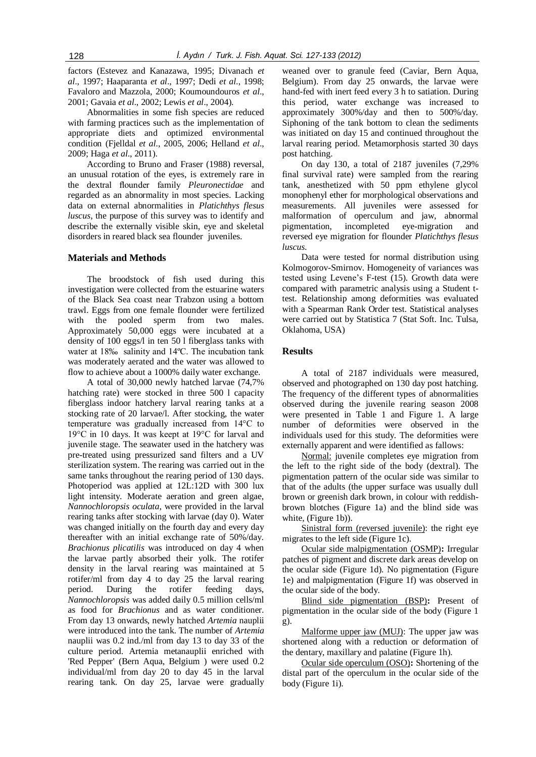factors (Estevez and Kanazawa, 1995; Divanach *et al*., 1997; Haaparanta *et al*., 1997; Dedi *et al*., 1998; Favaloro and Mazzola, 2000; Koumoundouros *et al*., 2001; Gavaia *et al*., 2002; Lewis *et al*., 2004).

Abnormalities in some fish species are reduced with farming practices such as the implementation of appropriate diets and optimized environmental condition (Fjelldal *et al*., 2005, 2006; Helland *et al*., 2009; Haga *et al*., 2011).

According to Bruno and Fraser (1988) reversal, an unusual rotation of the eyes, is extremely rare in the dextral flounder family *Pleuronectidae* and regarded as an abnormality in most species. Lacking data on external abnormalities in *Platichthys flesus luscus*, the purpose of this survey was to identify and describe the externally visible skin, eye and skeletal disorders in reared black sea flounder juveniles.

## Materials and Methods

The broodstock of fish used during this investigation were collected from the estuarine waters of the Black Sea coast near Trabzon using a bottom trawl. Eggs from one female flounder were fertilized with the pooled sperm from two males. Approximately 50,000 eggs were incubated at a density of 100 eggs/l in ten 50 l fiberglass tanks with water at 18‰ salinity and 14ºC. The incubation tank was moderately aerated and the water was allowed to flow to achieve about a 1000% daily water exchange.

A total of 30,000 newly hatched larvae (74,7% hatching rate) were stocked in three 500 l capacity fiberglass indoor hatchery larval rearing tanks at a stocking rate of 20 larvae/l. After stocking, the water temperature was gradually increased from 14°C to 19°C in 10 days. It was keept at 19°C for larval and juvenile stage. The seawater used in the hatchery was pre-treated using pressurized sand filters and a UV sterilization system. The rearing was carried out in the same tanks throughout the rearing period of 130 days. Photoperiod was applied at 12L:12D with 300 lux light intensity. Moderate aeration and green algae, *Nannochloropsis oculata*, were provided in the larval rearing tanks after stocking with larvae (day 0). Water was changed initially on the fourth day and every day thereafter with an initial exchange rate of 50%/day. *Brachionus plicatilis* was introduced on day 4 when the larvae partly absorbed their yolk. The rotifer density in the larval rearing was maintained at 5 rotifer/ml from day 4 to day 25 the larval rearing period. During the rotifer feeding days, *Nannochloropsis* was added daily 0.5 million cells/ml as food for *Brachionus* and as water conditioner. From day 13 onwards, newly hatched *Artemia* nauplii were introduced into the tank. The number of *Artemia* nauplii was 0.2 ind./ml from day 13 to day 33 of the culture period. Artemia metanauplii enriched with 'Red Pepper' (Bern Aqua, Belgium ) were used 0.2 individual/ml from day 20 to day 45 in the larval rearing tank. On day 25, larvae were gradually weaned over to granule feed (Caviar, Bern Aqua, Belgium). From day 25 onwards, the larvae were hand-fed with inert feed every 3 h to satiation. During this period, water exchange was increased to approximately 300%/day and then to 500%/day. Siphoning of the tank bottom to clean the sediments was initiated on day 15 and continued throughout the larval rearing period. Metamorphosis started 30 days post hatching.

On day 130, a total of 2187 juveniles (7,29% final survival rate) were sampled from the rearing tank, anesthetized with 50 ppm ethylene glycol monophenyl ether for morphological observations and measurements. All juveniles were assessed for malformation of operculum and jaw, abnormal pigmentation, incompleted eye-migration and reversed eye migration for flounder *Platichthys flesus luscus*.

Data were tested for normal distribution using Kolmogorov-Smirnov. Homogeneity of variances was tested using Levene's F-test (15). Growth data were compared with parametric analysis using a Student t-test. Relationship among deformities was evaluated with a Spearman Rank Order test. Statistical analyses were carried out by Statistica 7 (Stat Soft. Inc. Tulsa, Oklahoma, USA)

## Results

A total of 2187 individuals were measured, observed and photographed on 130 day post hatching. The frequency of the different types of abnormalities observed during the juvenile rearing season 2008 were presented in Table 1 and Figure 1. A large number of deformities were observed in the individuals used for this study. The deformities were externally apparent and were identified as fallows:

Normal: juvenile completes eye migration from the left to the right side of the body (dextral). The pigmentation pattern of the ocular side was similar to that of the adults (the upper surface was usually dull brown or greenish dark brown, in colour with reddish-brown blotches (Figure 1a) and the blind side was white, (Figure 1b)).

Sinistral form (reversed juvenile): the right eye migrates to the left side (Figure 1c).

Ocular side malpigmentation (OSMP)**:** Irregular patches of pigment and discrete dark areas develop on the ocular side (Figure 1d). No pigmentation (Figure 1e) and malpigmentation (Figure 1f) was observed in the ocular side of the body.

Blind side pigmentation (BSP)**:** Present of pigmentation in the ocular side of the body (Figure 1 g).

Malforme upper jaw (MUJ): The upper jaw was shortened along with a reduction or deformation of the dentary, maxillary and palatine (Figure 1h).

Ocular side operculum (OSO)**:** Shortening of the distal part of the operculum in the ocular side of the body (Figure 1i).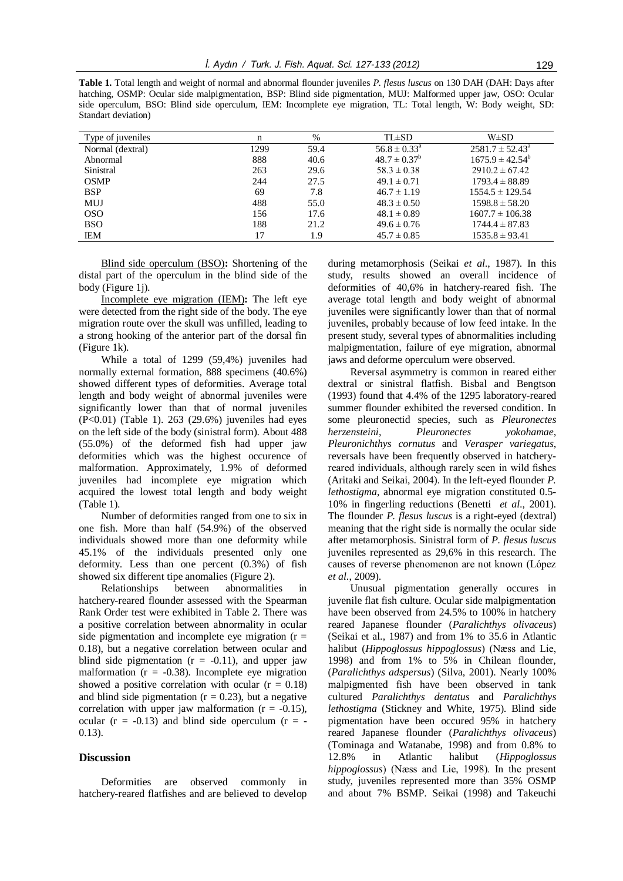**Table 1.** Total length and weight of normal and abnormal flounder juveniles *P. flesus luscus* on 130 DAH (DAH: Days after hatching, OSMP: Ocular side malpigmentation, BSP: Blind side pigmentation, MUJ: Malformed upper jaw, OSO: Ocular side operculum, BSO: Blind side operculum, IEM: Incomplete eye migration, TL: Total length, W: Body weight, SD: Standart deviation)

| Type of juveniles | n | % | TL±SD | W±SD |
|---|---|---|---|---|
| Normal (dextral) | 1299 | 59.4 | $56.8 \pm 0.33^{a}$ | $2581.7 \pm 52.43^{a}$ |
| Abnormal | 888 | 40.6 | $48.7 \pm 0.37^{b}$ | $1675.9 \pm 42.54^{b}$ |
| Sinistral | 263 | 29.6 | 58.3 ± 0.38 | 2910.2 ± 67.42 |
| OSMP | 244 | 27.5 | 49.1 ± 0.71 | 1793.4 ± 88.89 |
| BSP | 69 | 7.8 | 46.7 ± 1.19 | 1554.5 ± 129.54 |
| MUJ | 488 | 55.0 | 48.3 ± 0.50 | 1598.8 ± 58.20 |
| OSO | 156 | 17.6 | 48.1 ± 0.89 | 1607.7 ± 106.38 |
| BSO | 188 | 21.2 | 49.6 ± 0.76 | 1744.4 ± 87.83 |
| IEM | 17 | 1.9 | 45.7 ± 0.85 | 1535.8 ± 93.41 |

Blind side operculum (BSO)**:** Shortening of the distal part of the operculum in the blind side of the body (Figure 1j).

Incomplete eye migration (IEM)**:** The left eye were detected from the right side of the body. The eye migration route over the skull was unfilled, leading to a strong hooking of the anterior part of the dorsal fin (Figure 1k).

While a total of 1299 (59,4%) juveniles had normally external formation, 888 specimens (40.6%) showed different types of deformities. Average total length and body weight of abnormal juveniles were significantly lower than that of normal juveniles ($P<0.01$) (Table 1). 263 (29.6%) juveniles had eyes on the left side of the body (sinistral form). About 488 (55.0%) of the deformed fish had upper jaw deformities which was the highest occurence of malformation. Approximately, 1.9% of deformed juveniles had incomplete eye migration which acquired the lowest total length and body weight (Table 1).

Number of deformities ranged from one to six in one fish. More than half (54.9%) of the observed individuals showed more than one deformity while 45.1% of the individuals presented only one deformity. Less than one percent (0.3%) of fish showed six different tipe anomalies (Figure 2).

Relationships between abnormalities in hatchery-reared flounder assessed with the Spearman Rank Order test were exhibited in Table 2. There was a positive correlation between abnormality in ocular side pigmentation and incomplete eye migration ($r = 0.18$), but a negative correlation between ocular and blind side pigmentation ($r = -0.11$), and upper jaw malformation ($r = -0.38$). Incomplete eye migration showed a positive correlation with ocular ($r = 0.18$) and blind side pigmentation ($r = 0.23$), but a negative correlation with upper jaw malformation ($r = -0.15$), ocular ($r = -0.13$) and blind side operculum ($r = -0.13$).

## Discussion

Deformities are observed commonly in hatchery-reared flatfishes and are believed to develop during metamorphosis (Seikai *et al*., 1987). In this study, results showed an overall incidence of deformities of 40,6% in hatchery-reared fish. The average total length and body weight of abnormal juveniles were significantly lower than that of normal juveniles, probably because of low feed intake. In the present study, several types of abnormalities including malpigmentation, failure of eye migration, abnormal jaws and deforme operculum were observed.

Reversal asymmetry is common in reared either dextral or sinistral flatfish. Bisbal and Bengtson (1993) found that 4.4% of the 1295 laboratory-reared summer flounder exhibited the reversed condition. In some pleuronectid species, such as *Pleuronectes herzensteini*, *Pleuronectes yokohamae*, *Pleuronichthys cornutus* and *Verasper variegatus*, reversals have been frequently observed in hatchery-reared individuals, although rarely seen in wild fishes (Aritaki and Seikai, 2004). In the left-eyed flounder *P. lethostigma*, abnormal eye migration constituted 0.5-10% in fingerling reductions (Benetti *et al*., 2001). The flounder *P. flesus luscus* is a right-eyed (dextral) meaning that the right side is normally the ocular side after metamorphosis. Sinistral form of *P. flesus luscus* juveniles represented as 29,6% in this research. The causes of reverse phenomenon are not known (López *et al*., 2009).

Unusual pigmentation generally occures in juvenile flat fish culture. Ocular side malpigmentation have been observed from 24.5% to 100% in hatchery reared Japanese flounder (*Paralichthys olivaceus*) (Seikai et al., 1987) and from 1% to 35.6 in Atlantic halibut (*Hippoglossus hippoglossus*) (Næss and Lie, 1998) and from 1% to 5% in Chilean flounder, (*Paralichthys adspersus*) (Silva, 2001). Nearly 100% malpigmented fish have been observed in tank cultured *Paralichthys dentatus* and *Paralichthys lethostigma* (Stickney and White, 1975). Blind side pigmentation have been occured 95% in hatchery reared Japanese flounder (*Paralichthys olivaceus*) (Tominaga and Watanabe, 1998) and from 0.8% to 12.8% in Atlantic halibut (*Hippoglossus hippoglossus*) (Næss and Lie, 1998). In the present study, juveniles represented more than 35% OSMP and about 7% BSMP. Seikai (1998) and Takeuchi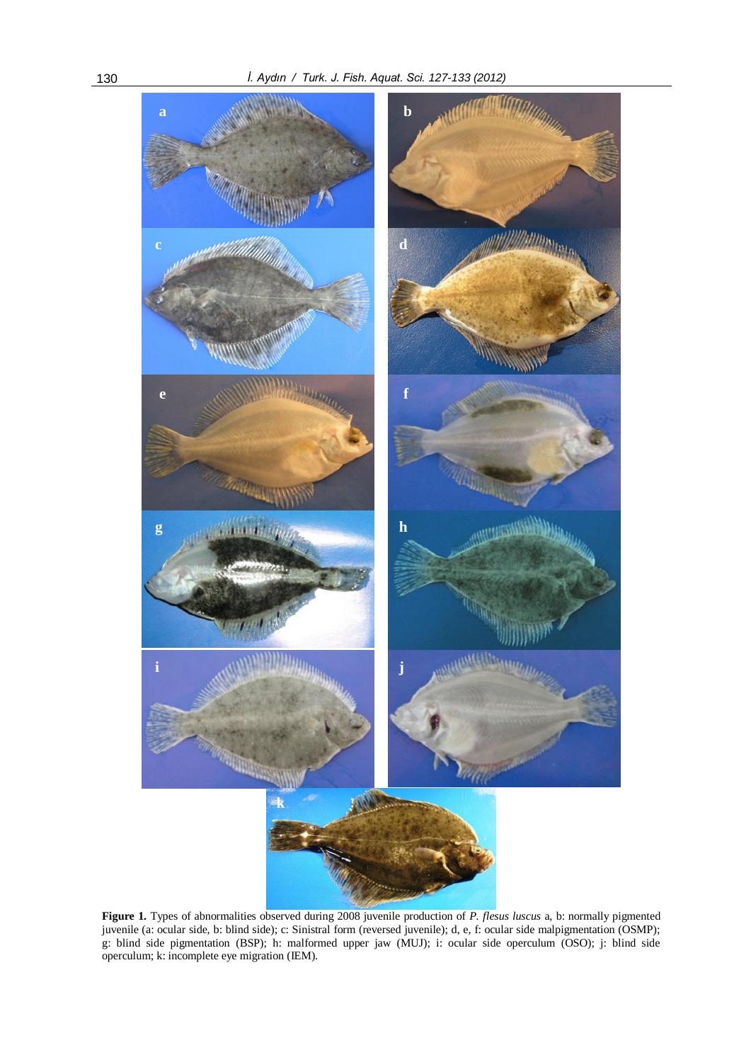**Figure 1.** Types of abnormalities observed during 2008 juvenile production of *P. flesus luscus* a, b: normally pigmented juvenile (a: ocular side, b: blind side); c: Sinistral form (reversed juvenile); d, e, f: ocular side malpigmentation (OSMP); g: blind side pigmentation (BSP); h: malformed upper jaw (MUJ); i: ocular side operculum (OSO); j: blind side operculum; k: incomplete eye migration (IEM).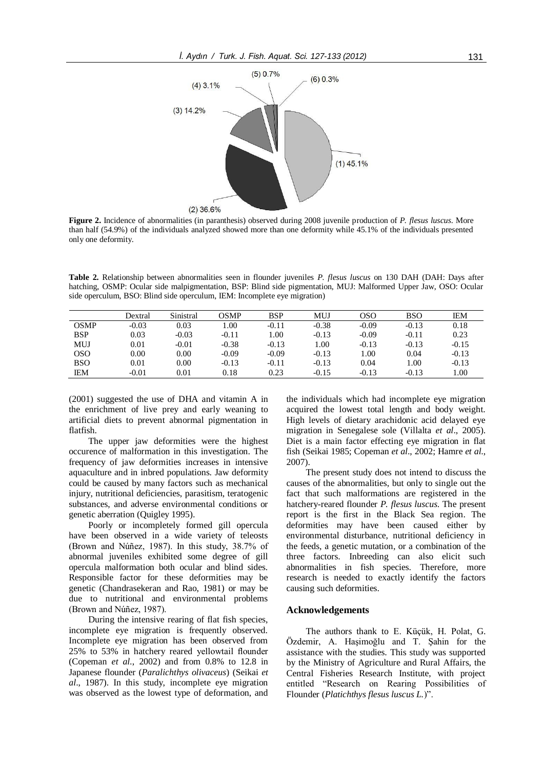**Figure 2.** Incidence of abnormalities (in paranthesis) observed during 2008 juvenile production of *P. flesus luscus*. More than half (54.9%) of the individuals analyzed showed more than one deformity while 45.1% of the individuals presented only one deformity.

**Table 2.** Relationship between abnormalities seen in flounder juveniles *P. flesus luscus* on 130 DAH (DAH: Days after hatching, OSMP: Ocular side malpigmentation, BSP: Blind side pigmentation, MUJ: Malformed Upper Jaw, OSO: Ocular side operculum, BSO: Blind side operculum, IEM: Incomplete eye migration)

| | Dextral | Sinistral | OSMP | BSP | MUJ | OSO | BSO | IEM |
|---|---|---|---|---|---|---|---|---|
| OSMP | -0.03 | 0.03 | 1.00 | -0.11 | -0.38 | -0.09 | -0.13 | 0.18 |
| BSP | 0.03 | -0.03 | -0.11 | 1.00 | -0.13 | -0.09 | -0.11 | 0.23 |
| MUJ | 0.01 | -0.01 | -0.38 | -0.13 | 1.00 | -0.13 | -0.13 | -0.15 |
| OSO | 0.00 | 0.00 | -0.09 | -0.09 | -0.13 | 1.00 | 0.04 | -0.13 |
| BSO | 0.01 | 0.00 | -0.13 | -0.11 | -0.13 | 0.04 | 1.00 | -0.13 |
| IEM | -0.01 | 0.01 | 0.18 | 0.23 | -0.15 | -0.13 | -0.13 | 1.00 |

(2001) suggested the use of DHA and vitamin A in the enrichment of live prey and early weaning to artificial diets to prevent abnormal pigmentation in flatfish.

The upper jaw deformities were the highest occurence of malformation in this investigation. The frequency of jaw deformities increases in intensive aquaculture and in inbred populations. Jaw deformity could be caused by many factors such as mechanical injury, nutritional deficiencies, parasitism, teratogenic substances, and adverse environmental conditions or genetic aberration (Quigley 1995).

Poorly or incompletely formed gill opercula have been observed in a wide variety of teleosts (Brown and Núñez, 1987). In this study, 38.7% of abnormal juveniles exhibited some degree of gill opercula malformation both ocular and blind sides. Responsible factor for these deformities may be genetic (Chandrasekeran and Rao, 1981) or may be due to nutritional and environmental problems (Brown and Núñez, 1987).

During the intensive rearing of flat fish species, incomplete eye migration is frequently observed. Incomplete eye migration has been observed from 25% to 53% in hatchery reared yellowtail flounder (Copeman *et al*., 2002) and from 0.8% to 12.8 in Japanese flounder (*Paralichthys olivaceus*) (Seikai *et al*., 1987). In this study, incomplete eye migration was observed as the lowest type of deformation, and the individuals which had incomplete eye migration acquired the lowest total length and body weight. High levels of dietary arachidonic acid delayed eye migration in Senegalese sole (Villalta *et al*., 2005). Diet is a main factor effecting eye migration in flat fish (Seikai 1985; Copeman *et al*., 2002; Hamre *et al*., 2007).

The present study does not intend to discuss the causes of the abnormalities, but only to single out the fact that such malformations are registered in the hatchery-reared flounder *P. flesus luscus*. The present report is the first in the Black Sea region. The deformities may have been caused either by environmental disturbance, nutritional deficiency in the feeds, a genetic mutation, or a combination of the three factors. Inbreeding can also elicit such abnormalities in fish species. Therefore, more research is needed to exactly identify the factors causing such deformities.

## Acknowledgements

The authors thank to E. Küçük, H. Polat, G. Özdemir, A. Haşimoğlu and T. Şahin for the assistance with the studies. This study was supported by the Ministry of Agriculture and Rural Affairs, the Central Fisheries Research Institute, with project entitled "Research on Rearing Possibilities of Flounder (*Platichthys flesus luscus L.*)".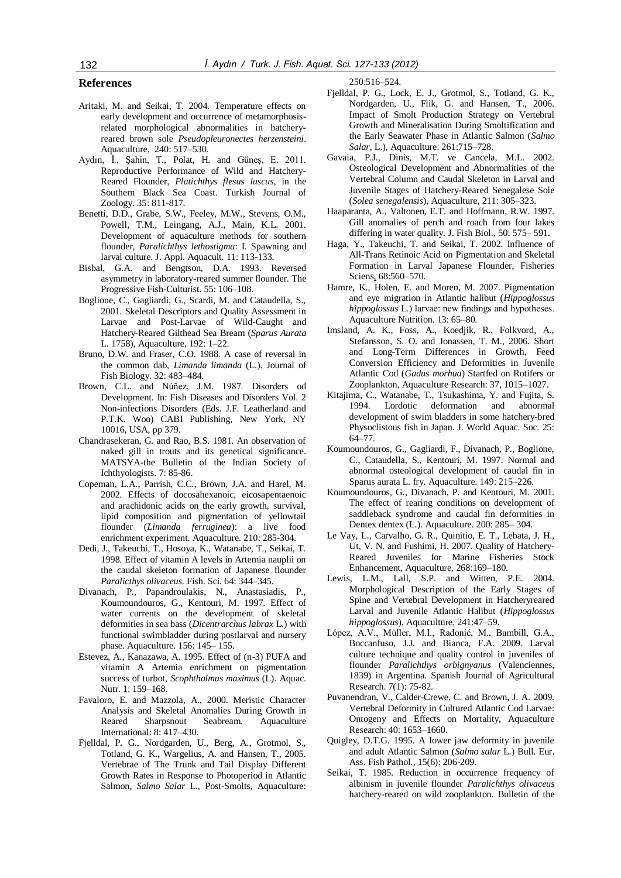## References

Aritaki, M. and Seikai, T. 2004. Temperature effects on early development and occurrence of metamorphosis-related morphological abnormalities in hatchery-reared brown sole *Pseudopleuronectes herzensteini*. Aquaculture, 240: 517–530.

Aydın, İ., Şahin, T., Polat, H. and Güneş, E. 2011. Reproductive Performance of Wild and Hatchery-Reared Flounder, *Platichthys flesus luscus*, in the Southern Black Sea Coast. Turkish Journal of Zoology. 35: 811-817.

Benetti, D.D., Grabe, S.W., Feeley, M.W., Stevens, O.M., Powell, T.M., Leingang, A.J., Main, K.L. 2001. Development of aquaculture methods for southern flounder, *Paralichthys lethostigma*: I. Spawning and larval culture. J. Appl. Aquacult. 11: 113-133.

Bisbal, G.A. and Bengtson, D.A. 1993. Reversed asymmetry in laboratory-reared summer flounder. The Progressive Fish-Culturist. 55: 106–108.

Boglione, C., Gagliardi, G., Scardi, M. and Cataudella, S., 2001. Skeletal Descriptors and Quality Assessment in Larvae and Post-Larvae of Wild-Caught and Hatchery-Reared Gilthead Sea Bream (*Sparus Aurata* L. 1758), Aquaculture, 192: 1–22.

Bruno, D.W. and Fraser, C.O. 1988. A case of reversal in the common dab, *Limanda limanda* (L.). Journal of Fish Biology. 32: 483–484.

Brown, C.L. and Núñez, J.M. 1987. Disorders od Development. In: Fish Diseases and Disorders Vol. 2 Non-infections Disorders (Eds. J.F. Leatherland and P.T.K. Woo) CABI Publishing, New York, NY 10016, USA, pp 379.

Chandrasekeran, G. and Rao, B.S. 1981. An observation of naked gill in trouts and its genetical significance. MATSYA-the Bulletin of the Indian Society of Ichthyologists. 7: 85-86.

Copeman, L.A., Parrish, C.C., Brown, J.A. and Harel, M. 2002. Effects of docosahexanoic, eicosapentaenoic and arachidonic acids on the early growth, survival, lipid composition and pigmentation of yellowtail flounder (*Limanda ferruginea*): a live food enrichment experiment. Aquaculture. 210: 285-304.

Dedi, J., Takeuchi, T., Hosoya, K., Watanabe, T., Seikai, T. 1998. Effect of vitamin A levels in Artemia nauplii on the caudal skeleton formation of Japanese flounder *Paralicthys olivaceus*. Fish. Sci. 64: 344–345.

Divanach, P., Papandroulakis, N., Anastasiadis, P., Koumoundouros, G., Kentouri, M. 1997. Effect of water currents on the development of skeletal deformities in sea bass (*Dicentrarchus labrax* L.) with functional swimbladder during postlarval and nursery phase. Aquaculture. 156: 145– 155.

Estevez, A., Kanazawa, A. 1995. Effect of (n-3) PUFA and vitamin A Artemia enrichment on pigmentation success of turbot, *Scophthalmus maximus* (L). Aquac. Nutr. 1: 159–168.

Favaloro, E. and Mazzola, A., 2000. Meristic Character Analysis and Skeletal Anomalies During Growth in Reared Sharpsnout Seabream. Aquaculture International: 8: 417–430.

Fjelldal, P. G., Nordgarden, U., Berg, A., Grotmol, S., Totland, G. K., Wargelius, A. and Hansen, T., 2005. Vertebrae of The Trunk and Tail Display Different Growth Rates in Response to Photoperiod in Atlantic Salmon, *Salmo Salar* L., Post-Smolts, Aquaculture: 250:516–524.

Fjelldal, P. G., Lock, E. J., Grotmol, S., Totland, G. K., Nordgarden, U., Flik, G. and Hansen, T., 2006. Impact of Smolt Production Strategy on Vertebral Growth and Mineralisation During Smoltification and the Early Seawater Phase in Atlantic Salmon (*Salmo Salar*, L.), Aquaculture: 261:715–728.

Gavaia, P.J., Dinis, M.T. ve Cancela, M.L. 2002. Osteological Development and Abnormalities of the Vertebral Column and Caudal Skeleton in Larval and Juvenile Stages of Hatchery-Reared Senegalese Sole (*Solea senegalensis*), Aquaculture, 211: 305–323.

Haaparanta, A., Valtonen, E.T. and Hoffmann, R.W. 1997. Gill anomalies of perch and roach from four lakes differing in water quality. J. Fish Biol., 50: 575– 591.

Haga, Y., Takeuchi, T. and Seikai, T. 2002. Influence of All-Trans Retinoic Acid on Pigmentation and Skeletal Formation in Larval Japanese Flounder, Fisheries Sciens, 68:560–570.

Hamre, K., Holen, E. and Moren, M. 2007. Pigmentation and eye migration in Atlantic halibut (*Hippoglossus hippoglossus* L.) larvae: new findings and hypotheses. Aquaculture Nutrition. 13: 65–80.

Imsland, A. K., Foss, A., Koedjik, R., Folkvord, A., Stefansson, S. O. and Jonassen, T. M., 2006. Short and Long-Term Differences in Growth, Feed Conversion Efficiency and Deformities in Juvenile Atlantic Cod (*Gadus morhua*) Startfed on Rotifers or Zooplankton, Aquaculture Research: 37, 1015–1027.

Kitajima, C., Watanabe, T., Tsukashima, Y. and Fujita, S. 1994. Lordotic deformation and abnormal development of swim bladders in some hatchery-bred Physoclistous fish in Japan. J. World Aquac. Soc. 25: 64–77.

Koumoundouros, G., Gagliardi, F., Divanach, P., Boglione, C., Cataudella, S., Kentouri, M. 1997. Normal and abnormal osteological development of caudal fin in Sparus aurata L. fry. Aquaculture. 149: 215–226.

Koumoundouros, G., Divanach, P. and Kentouri, M. 2001. The effect of rearing conditions on development of saddleback syndrome and caudal fin deformities in Dentex dentex (L.). Aquaculture. 200: 285– 304.

Le Vay, L., Carvalho, G. R., Quinitio, E. T., Lebata, J. H., Ut, V. N. and Fushimi, H. 2007. Quality of Hatchery-Reared Juveniles for Marine Fisheries Stock Enhancement, Aquaculture, 268:169–180.

Lewis, L.M., Lall, S.P. and Witten, P.E. 2004. Morphological Description of the Early Stages of Spine and Vertebral Development in Hatcheryreared Larval and Juvenile Atlantic Halibut (*Hippoglossus hippoglossus*), Aquaculture, 241:47–59.

López, A.V., Müller, M.I., Radonić, M., Bambill, G.A., Boccanfuso, J.J. and Bianca, F.A. 2009. Larval culture technique and quality control in juveniles of flounder *Paralichthys orbignyanus* (Valenciennes, 1839) in Argentina. Spanish Journal of Agricultural Research. 7(1): 75-82.

Puvanendran, V., Calder-Crewe, C. and Brown, J. A. 2009. Vertebral Deformity in Cultured Atlantic Cod Larvae: Ontogeny and Effects on Mortality, Aquaculture Research: 40: 1653–1660.

Quigley, D.T.G. 1995. A lower jaw deformity in juvenile and adult Atlantic Salmon (*Salmo salar* L.) Bull. Eur. Ass. Fish Pathol., 15(6): 206-209.

Seikai, T. 1985. Reduction in occurrence frequency of albinism in juvenile flounder *Paralichthys olivaceus* hatchery-reared on wild zooplankton. Bulletin of the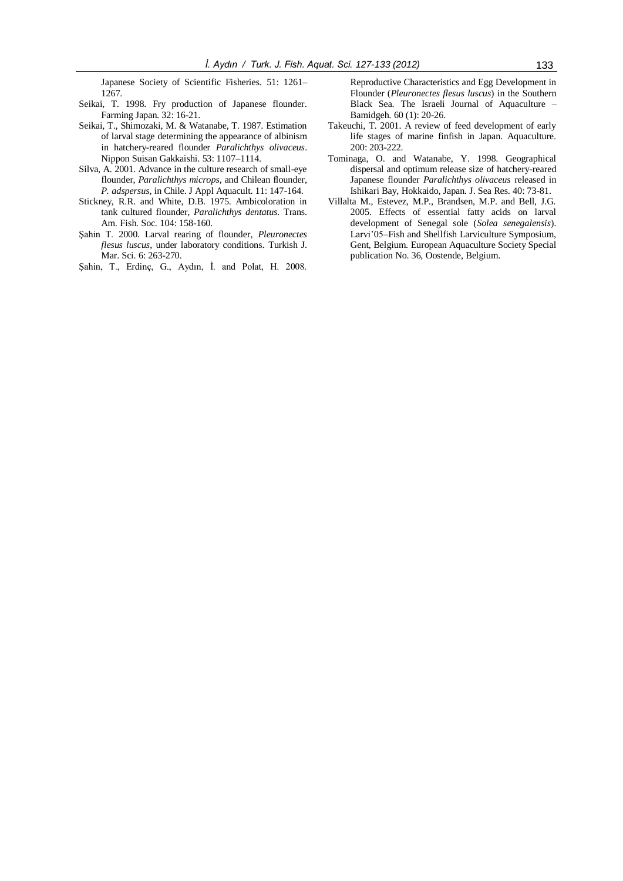Japanese Society of Scientific Fisheries. 51: 1261–1267.

Seikai, T. 1998. Fry production of Japanese flounder. Farming Japan. 32: 16-21.

Seikai, T., Shimozaki, M. & Watanabe, T. 1987. Estimation of larval stage determining the appearance of albinism in hatchery-reared flounder *Paralichthys olivaceus*. Nippon Suisan Gakkaishi. 53: 1107–1114.

Silva, A. 2001. Advance in the culture research of small-eye flounder, *Paralichthys microps*, and Chilean flounder, *P. adspersus*, in Chile. J Appl Aquacult. 11: 147-164.

Stickney, R.R. and White, D.B. 1975. Ambicoloration in tank cultured flounder, *Paralichthys dentatus*. Trans. Am. Fish. Soc. 104: 158-160.

Şahin T. 2000. Larval rearing of flounder, *Pleuronectes flesus luscus*, under laboratory conditions. Turkish J. Mar. Sci. 6: 263-270.

Şahin, T., Erdinç, G., Aydın, İ. and Polat, H. 2008. Reproductive Characteristics and Egg Development in Flounder (*Pleuronectes flesus luscus*) in the Southern Black Sea. The Israeli Journal of Aquaculture – Bamidgeh. 60 (1): 20-26.

Takeuchi, T. 2001. A review of feed development of early life stages of marine finfish in Japan. Aquaculture. 200: 203-222.

Tominaga, O. and Watanabe, Y. 1998. Geographical dispersal and optimum release size of hatchery-reared Japanese flounder *Paralichthys olivaceus* released in Ishikari Bay, Hokkaido, Japan. J. Sea Res. 40: 73-81.

Villalta M., Estevez, M.P., Brandsen, M.P. and Bell, J.G. 2005. Effects of essential fatty acids on larval development of Senegal sole (*Solea senegalensis*). Larvi'05–Fish and Shellfish Larviculture Symposium, Gent, Belgium. European Aquaculture Society Special publication No. 36, Oostende, Belgium.